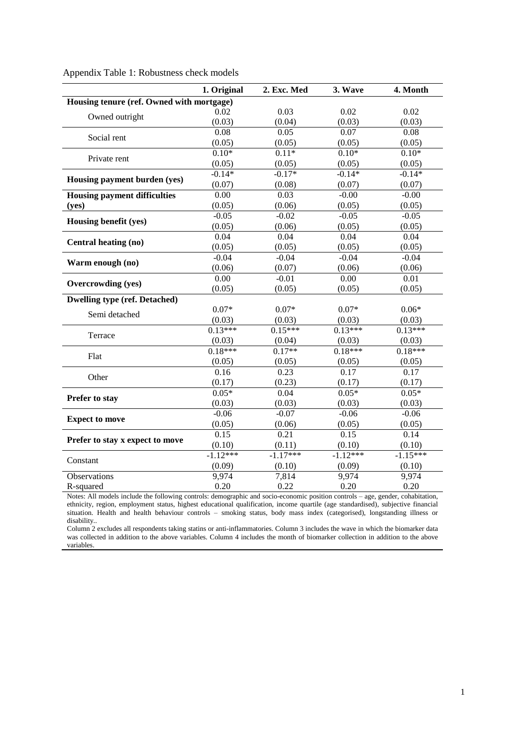Appendix Table 1: Robustness check models

| | 1. Original | 2. Exc. Med | 3. Wave | 4. Month |
|---|---|---|---|---|
| **Housing tenure (ref. Owned with mortgage)** | | | | |
| Owned outright | 0.02 | 0.03 | 0.02 | 0.02 |
| | (0.03) | (0.04) | (0.03) | (0.03) |
| Social rent | 0.08 | 0.05 | 0.07 | 0.08 |
| | (0.05) | (0.05) | (0.05) | (0.05) |
| Private rent | 0.10* | 0.11* | 0.10* | 0.10* |
| | (0.05) | (0.05) | (0.05) | (0.05) |
| **Housing payment burden (yes)** | -0.14* | -0.17* | -0.14* | -0.14* |
| | (0.07) | (0.08) | (0.07) | (0.07) |
| **Housing payment difficulties (yes)** | 0.00 | 0.03 | -0.00 | -0.00 |
| | (0.05) | (0.06) | (0.05) | (0.05) |
| **Housing benefit (yes)** | -0.05 | -0.02 | -0.05 | -0.05 |
| | (0.05) | (0.06) | (0.05) | (0.05) |
| **Central heating (no)** | 0.04 | 0.04 | 0.04 | 0.04 |
| | (0.05) | (0.05) | (0.05) | (0.05) |
| **Warm enough (no)** | -0.04 | -0.04 | -0.04 | -0.04 |
| | (0.06) | (0.07) | (0.06) | (0.06) |
| **Overcrowding (yes)** | 0.00 | -0.01 | 0.00 | 0.01 |
| | (0.05) | (0.05) | (0.05) | (0.05) |
| **Dwelling type (ref. Detached)** | | | | |
| Semi detached | 0.07* | 0.07* | 0.07* | 0.06* |
| | (0.03) | (0.03) | (0.03) | (0.03) |
| Terrace | 0.13*** | 0.15*** | 0.13*** | 0.13*** |
| | (0.03) | (0.04) | (0.03) | (0.03) |
| Flat | 0.18*** | 0.17** | 0.18*** | 0.18*** |
| | (0.05) | (0.05) | (0.05) | (0.05) |
| Other | 0.16 | 0.23 | 0.17 | 0.17 |
| | (0.17) | (0.23) | (0.17) | (0.17) |
| **Prefer to stay** | 0.05* | 0.04 | 0.05* | 0.05* |
| | (0.03) | (0.03) | (0.03) | (0.03) |
| **Expect to move** | -0.06 | -0.07 | -0.06 | -0.06 |
| | (0.05) | (0.06) | (0.05) | (0.05) |
| **Prefer to stay x expect to move** | 0.15 | 0.21 | 0.15 | 0.14 |
| | (0.10) | (0.11) | (0.10) | (0.10) |
| Constant | -1.12*** | -1.17*** | -1.12*** | -1.15*** |
| | (0.09) | (0.10) | (0.09) | (0.10) |
| Observations | 9,974 | 7,814 | 9,974 | 9,974 |
| R-squared | 0.20 | 0.22 | 0.20 | 0.20 |

Notes: All models include the following controls: demographic and socio-economic position controls – age, gender, cohabitation, ethnicity, region, employment status, highest educational qualification, income quartile (age standardised), subjective financial situation. Health and health behaviour controls – smoking status, body mass index (categorised), longstanding illness or disability..

Column 2 excludes all respondents taking statins or anti-inflammatories. Column 3 includes the wave in which the biomarker data was collected in addition to the above variables. Column 4 includes the month of biomarker collection in addition to the above variables.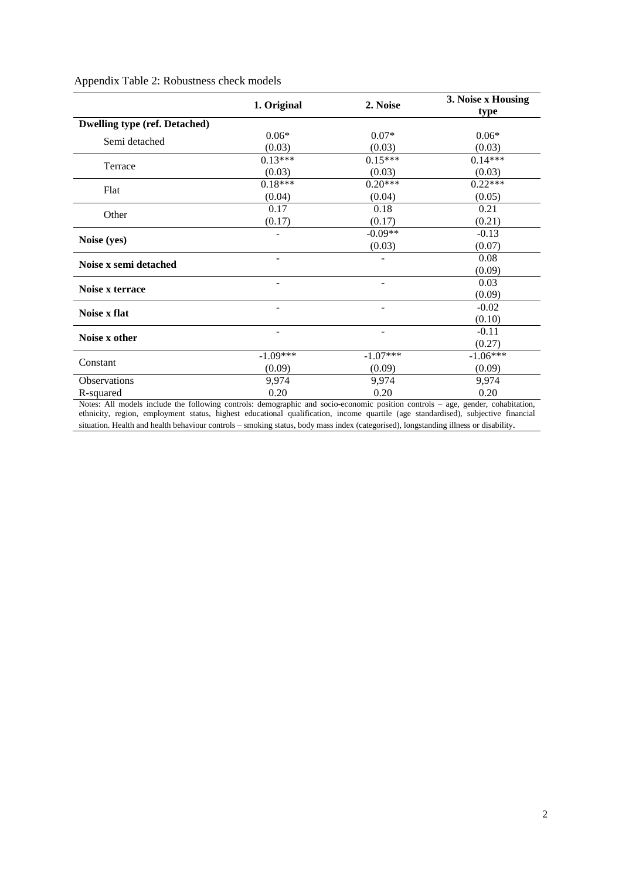Appendix Table 2: Robustness check models

| | 1. Original | 2. Noise | 3. Noise x Housing type |
|---|---|---|---|
| **Dwelling type (ref. Detached)** | | | |
| Semi detached | 0.06* | 0.07* | 0.06* |
| | (0.03) | (0.03) | (0.03) |
| Terrace | 0.13*** | 0.15*** | 0.14*** |
| | (0.03) | (0.03) | (0.03) |
| Flat | 0.18*** | 0.20*** | 0.22*** |
| | (0.04) | (0.04) | (0.05) |
| Other | 0.17 | 0.18 | 0.21 |
| | (0.17) | (0.17) | (0.21) |
| **Noise (yes)** | - | -0.09** | -0.13 |
| | | (0.03) | (0.07) |
| **Noise x semi detached** | - | - | 0.08 |
| | | | (0.09) |
| **Noise x terrace** | - | - | 0.03 |
| | | | (0.09) |
| **Noise x flat** | - | - | -0.02 |
| | | | (0.10) |
| **Noise x other** | - | - | -0.11 |
| | | | (0.27) |
| Constant | -1.09*** | -1.07*** | -1.06*** |
| | (0.09) | (0.09) | (0.09) |
| Observations | 9,974 | 9,974 | 9,974 |
| R-squared | 0.20 | 0.20 | 0.20 |

Notes: All models include the following controls: demographic and socio-economic position controls – age, gender, cohabitation, ethnicity, region, employment status, highest educational qualification, income quartile (age standardised), subjective financial situation. Health and health behaviour controls – smoking status, body mass index (categorised), longstanding illness or disability.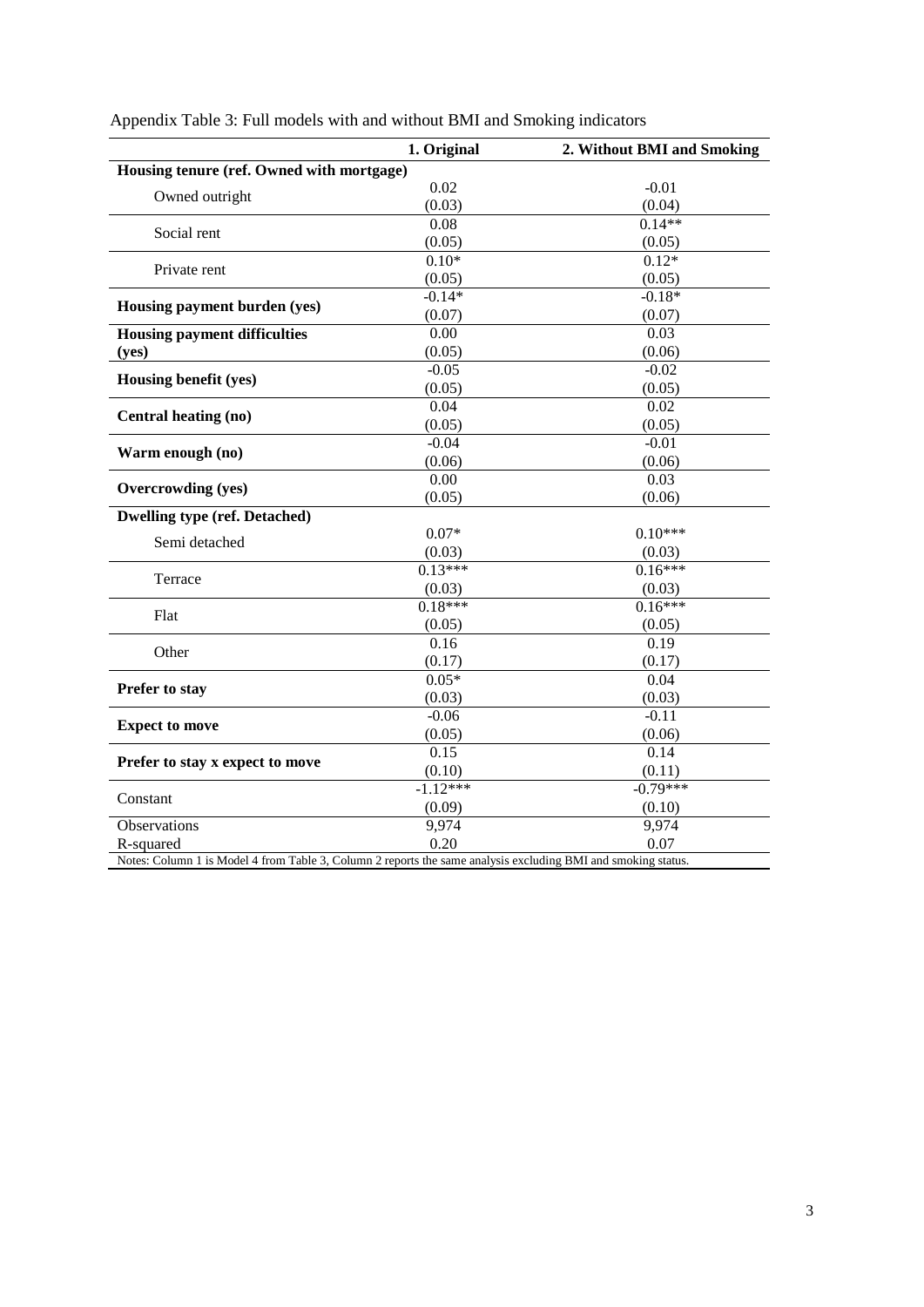Appendix Table 3: Full models with and without BMI and Smoking indicators

| | 1. Original | 2. Without BMI and Smoking |
|---|---|---|
| **Housing tenure (ref. Owned with mortgage)** | | |
| Owned outright | 0.02 | -0.01 |
| | (0.03) | (0.04) |
| Social rent | 0.08 | 0.14** |
| | (0.05) | (0.05) |
| Private rent | 0.10* | 0.12* |
| | (0.05) | (0.05) |
| **Housing payment burden (yes)** | -0.14* | -0.18* |
| | (0.07) | (0.07) |
| **Housing payment difficulties (yes)** | 0.00 | 0.03 |
| | (0.05) | (0.06) |
| **Housing benefit (yes)** | -0.05 | -0.02 |
| | (0.05) | (0.05) |
| **Central heating (no)** | 0.04 | 0.02 |
| | (0.05) | (0.05) |
| **Warm enough (no)** | -0.04 | -0.01 |
| | (0.06) | (0.06) |
| **Overcrowding (yes)** | 0.00 | 0.03 |
| | (0.05) | (0.06) |
| **Dwelling type (ref. Detached)** | | |
| Semi detached | 0.07* | 0.10*** |
| | (0.03) | (0.03) |
| Terrace | 0.13*** | 0.16*** |
| | (0.03) | (0.03) |
| Flat | 0.18*** | 0.16*** |
| | (0.05) | (0.05) |
| Other | 0.16 | 0.19 |
| | (0.17) | (0.17) |
| **Prefer to stay** | 0.05* | 0.04 |
| | (0.03) | (0.03) |
| **Expect to move** | -0.06 | -0.11 |
| | (0.05) | (0.06) |
| **Prefer to stay x expect to move** | 0.15 | 0.14 |
| | (0.10) | (0.11) |
| Constant | -1.12*** | -0.79*** |
| | (0.09) | (0.10) |
| Observations | 9,974 | 9,974 |
| R-squared | 0.20 | 0.07 |

Notes: Column 1 is Model 4 from Table 3, Column 2 reports the same analysis excluding BMI and smoking status.